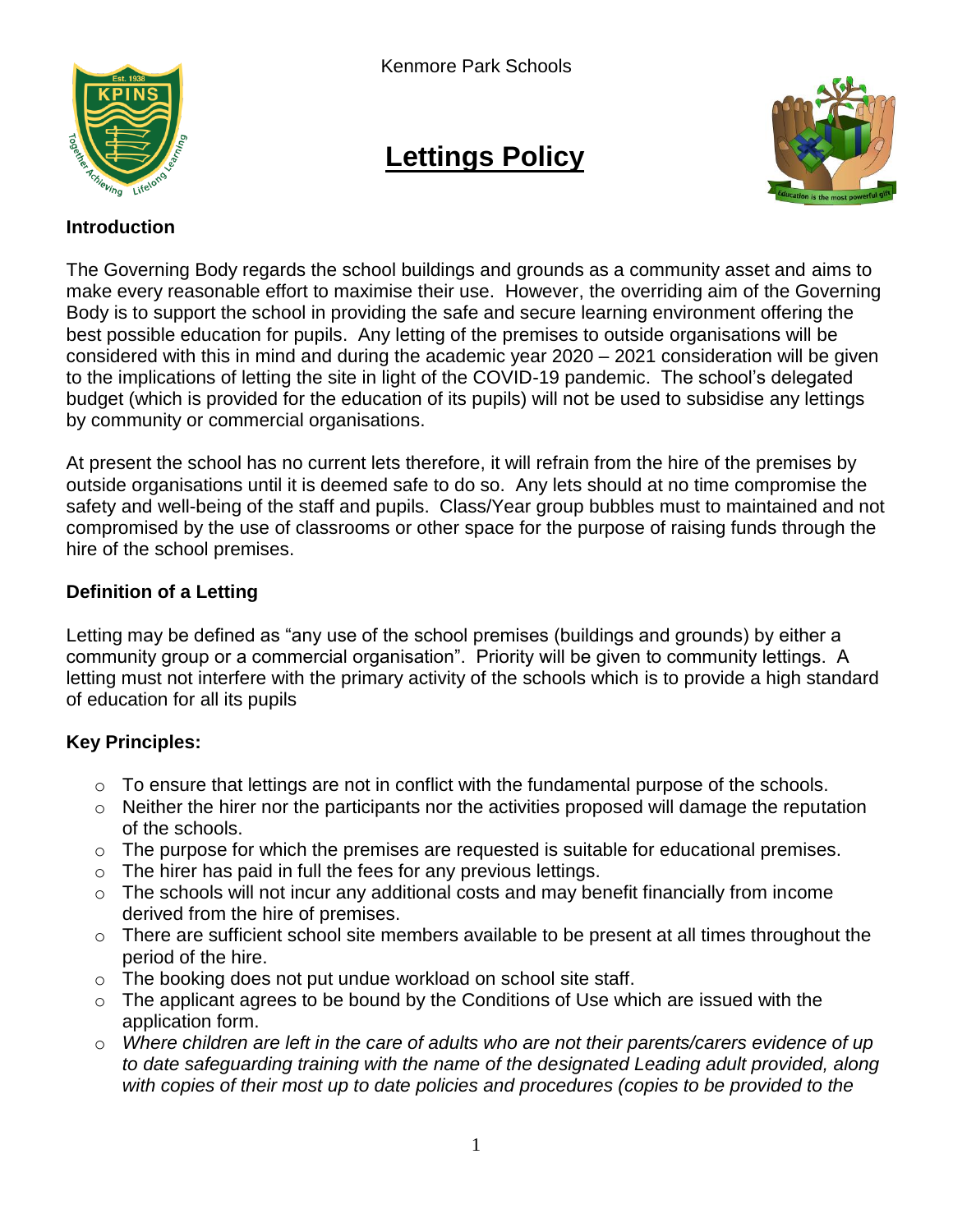Kenmore Park Schools

# Lettings Policy

## Introduction

The Governing Body regards the school buildings and grounds as a community asset and aims to make every reasonable effort to maximise their use. However, the overriding aim of the Governing Body is to support the school in providing the safe and secure learning environment offering the best possible education for pupils. Any letting of the premises to outside organisations will be considered with this in mind and during the academic year 2020 – 2021 consideration will be given to the implications of letting the site in light of the COVID-19 pandemic. The school's delegated budget (which is provided for the education of its pupils) will not be used to subsidise any lettings by community or commercial organisations.

At present the school has no current lets therefore, it will refrain from the hire of the premises by outside organisations until it is deemed safe to do so. Any lets should at no time compromise the safety and well-being of the staff and pupils. Class/Year group bubbles must to maintained and not compromised by the use of classrooms or other space for the purpose of raising funds through the hire of the school premises.

## Definition of a Letting

Letting may be defined as "any use of the school premises (buildings and grounds) by either a community group or a commercial organisation". Priority will be given to community lettings. A letting must not interfere with the primary activity of the schools which is to provide a high standard of education for all its pupils

## Key Principles:

- To ensure that lettings are not in conflict with the fundamental purpose of the schools.
- Neither the hirer nor the participants nor the activities proposed will damage the reputation of the schools.
- The purpose for which the premises are requested is suitable for educational premises.
- The hirer has paid in full the fees for any previous lettings.
- The schools will not incur any additional costs and may benefit financially from income derived from the hire of premises.
- There are sufficient school site members available to be present at all times throughout the period of the hire.
- The booking does not put undue workload on school site staff.
- The applicant agrees to be bound by the Conditions of Use which are issued with the application form.
- *Where children are left in the care of adults who are not their parents/carers evidence of up to date safeguarding training with the name of the designated Leading adult provided, along with copies of their most up to date policies and procedures (copies to be provided to the*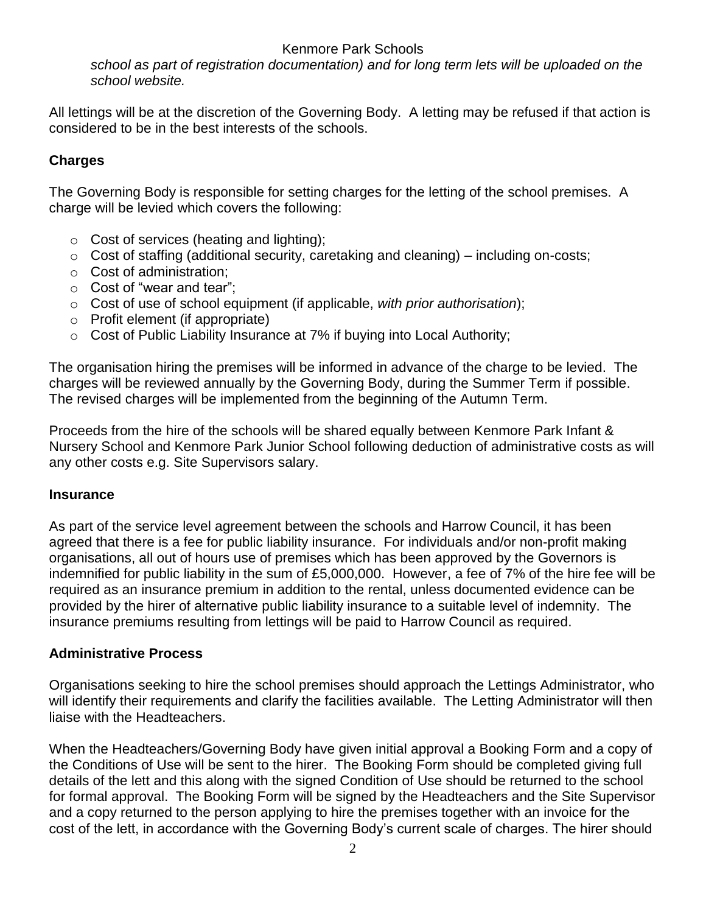*school as part of registration documentation) and for long term lets will be uploaded on the school website.*

All lettings will be at the discretion of the Governing Body. A letting may be refused if that action is considered to be in the best interests of the schools.

## Charges

The Governing Body is responsible for setting charges for the letting of the school premises. A charge will be levied which covers the following:

- Cost of services (heating and lighting);
- Cost of staffing (additional security, caretaking and cleaning) – including on-costs;
- Cost of administration;
- Cost of "wear and tear";
- Cost of use of school equipment (if applicable, *with prior authorisation*);
- Profit element (if appropriate)
- Cost of Public Liability Insurance at 7% if buying into Local Authority;

The organisation hiring the premises will be informed in advance of the charge to be levied. The charges will be reviewed annually by the Governing Body, during the Summer Term if possible. The revised charges will be implemented from the beginning of the Autumn Term.

Proceeds from the hire of the schools will be shared equally between Kenmore Park Infant & Nursery School and Kenmore Park Junior School following deduction of administrative costs as will any other costs e.g. Site Supervisors salary.

## Insurance

As part of the service level agreement between the schools and Harrow Council, it has been agreed that there is a fee for public liability insurance. For individuals and/or non-profit making organisations, all out of hours use of premises which has been approved by the Governors is indemnified for public liability in the sum of £5,000,000. However, a fee of 7% of the hire fee will be required as an insurance premium in addition to the rental, unless documented evidence can be provided by the hirer of alternative public liability insurance to a suitable level of indemnity. The insurance premiums resulting from lettings will be paid to Harrow Council as required.

## Administrative Process

Organisations seeking to hire the school premises should approach the Lettings Administrator, who will identify their requirements and clarify the facilities available. The Letting Administrator will then liaise with the Headteachers.

When the Headteachers/Governing Body have given initial approval a Booking Form and a copy of the Conditions of Use will be sent to the hirer. The Booking Form should be completed giving full details of the lett and this along with the signed Condition of Use should be returned to the school for formal approval. The Booking Form will be signed by the Headteachers and the Site Supervisor and a copy returned to the person applying to hire the premises together with an invoice for the cost of the lett, in accordance with the Governing Body's current scale of charges. The hirer should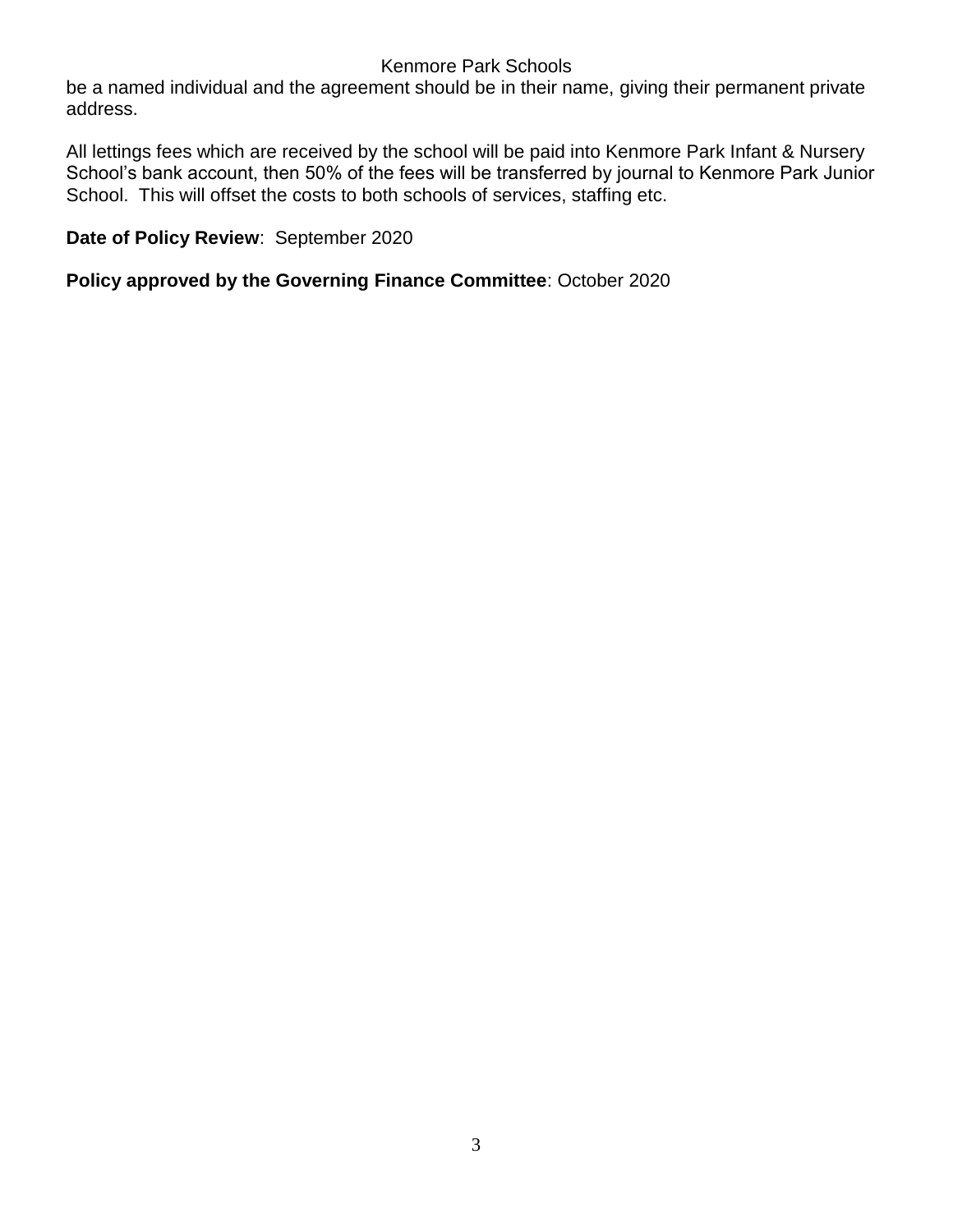be a named individual and the agreement should be in their name, giving their permanent private address.

All lettings fees which are received by the school will be paid into Kenmore Park Infant & Nursery School's bank account, then 50% of the fees will be transferred by journal to Kenmore Park Junior School. This will offset the costs to both schools of services, staffing etc.

**Date of Policy Review**: September 2020

**Policy approved by the Governing Finance Committee**: October 2020